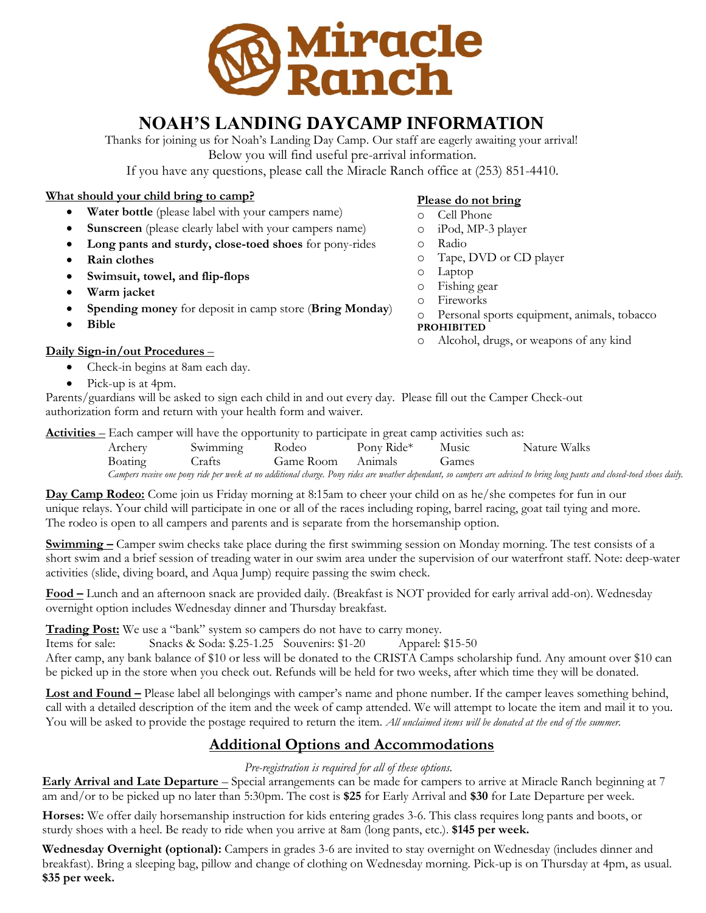# Miracle Ranch

# NOAH'S LANDING DAYCAMP INFORMATION

Thanks for joining us for Noah's Landing Day Camp. Our staff are eagerly awaiting your arrival!
Below you will find useful pre-arrival information.
If you have any questions, please call the Miracle Ranch office at (253) 851-4410.

**What should your child bring to camp?**

- **Water bottle** (please label with your campers name)
- **Sunscreen** (please clearly label with your campers name)
- **Long pants and sturdy, close-toed shoes** for pony-rides
- **Rain clothes**
- **Swimsuit, towel, and flip-flops**
- **Warm jacket**
- **Spending money** for deposit in camp store (**Bring Monday**)
- **Bible**

**Please do not bring**

- Cell Phone
- iPod, MP-3 player
- Radio
- Tape, DVD or CD player
- Laptop
- Fishing gear
- Fireworks
- Personal sports equipment, animals, tobacco

**PROHIBITED**

- Alcohol, drugs, or weapons of any kind

**Daily Sign-in/out Procedures** –

- Check-in begins at 8am each day.
- Pick-up is at 4pm.

Parents/guardians will be asked to sign each child in and out every day. Please fill out the Camper Check-out authorization form and return with your health form and waiver.

**Activities** – Each camper will have the opportunity to participate in great camp activities such as:

| | | | | | |
|---|---|---|---|---|---|
| Archery | Swimming | Rodeo | Pony Ride* | Music | Nature Walks |
| Boating | Crafts | Game Room | Animals | Games | |

*Campers receive one pony ride per week at no additional charge. Pony rides are weather dependant, so campers are advised to bring long pants and closed-toed shoes daily.*

**Day Camp Rodeo:** Come join us Friday morning at 8:15am to cheer your child on as he/she competes for fun in our unique relays. Your child will participate in one or all of the races including roping, barrel racing, goat tail tying and more. The rodeo is open to all campers and parents and is separate from the horsemanship option.

**Swimming –** Camper swim checks take place during the first swimming session on Monday morning. The test consists of a short swim and a brief session of treading water in our swim area under the supervision of our waterfront staff. Note: deep-water activities (slide, diving board, and Aqua Jump) require passing the swim check.

**Food –** Lunch and an afternoon snack are provided daily. (Breakfast is NOT provided for early arrival add-on). Wednesday overnight option includes Wednesday dinner and Thursday breakfast.

**Trading Post:** We use a "bank" system so campers do not have to carry money.
Items for sale: Snacks & Soda: $.25-1.25 Souvenirs: $1-20 Apparel: $15-50
After camp, any bank balance of $10 or less will be donated to the CRISTA Camps scholarship fund. Any amount over $10 can be picked up in the store when you check out. Refunds will be held for two weeks, after which time they will be donated.

**Lost and Found –** Please label all belongings with camper's name and phone number. If the camper leaves something behind, call with a detailed description of the item and the week of camp attended. We will attempt to locate the item and mail it to you. You will be asked to provide the postage required to return the item. *All unclaimed items will be donated at the end of the summer.*

## Additional Options and Accommodations

*Pre-registration is required for all of these options.*

**Early Arrival and Late Departure** – Special arrangements can be made for campers to arrive at Miracle Ranch beginning at 7 am and/or to be picked up no later than 5:30pm. The cost is **$25** for Early Arrival and **$30** for Late Departure per week.

**Horses:** We offer daily horsemanship instruction for kids entering grades 3-6. This class requires long pants and boots, or sturdy shoes with a heel. Be ready to ride when you arrive at 8am (long pants, etc.). **$145 per week.**

**Wednesday Overnight (optional):** Campers in grades 3-6 are invited to stay overnight on Wednesday (includes dinner and breakfast). Bring a sleeping bag, pillow and change of clothing on Wednesday morning. Pick-up is on Thursday at 4pm, as usual. **$35 per week.**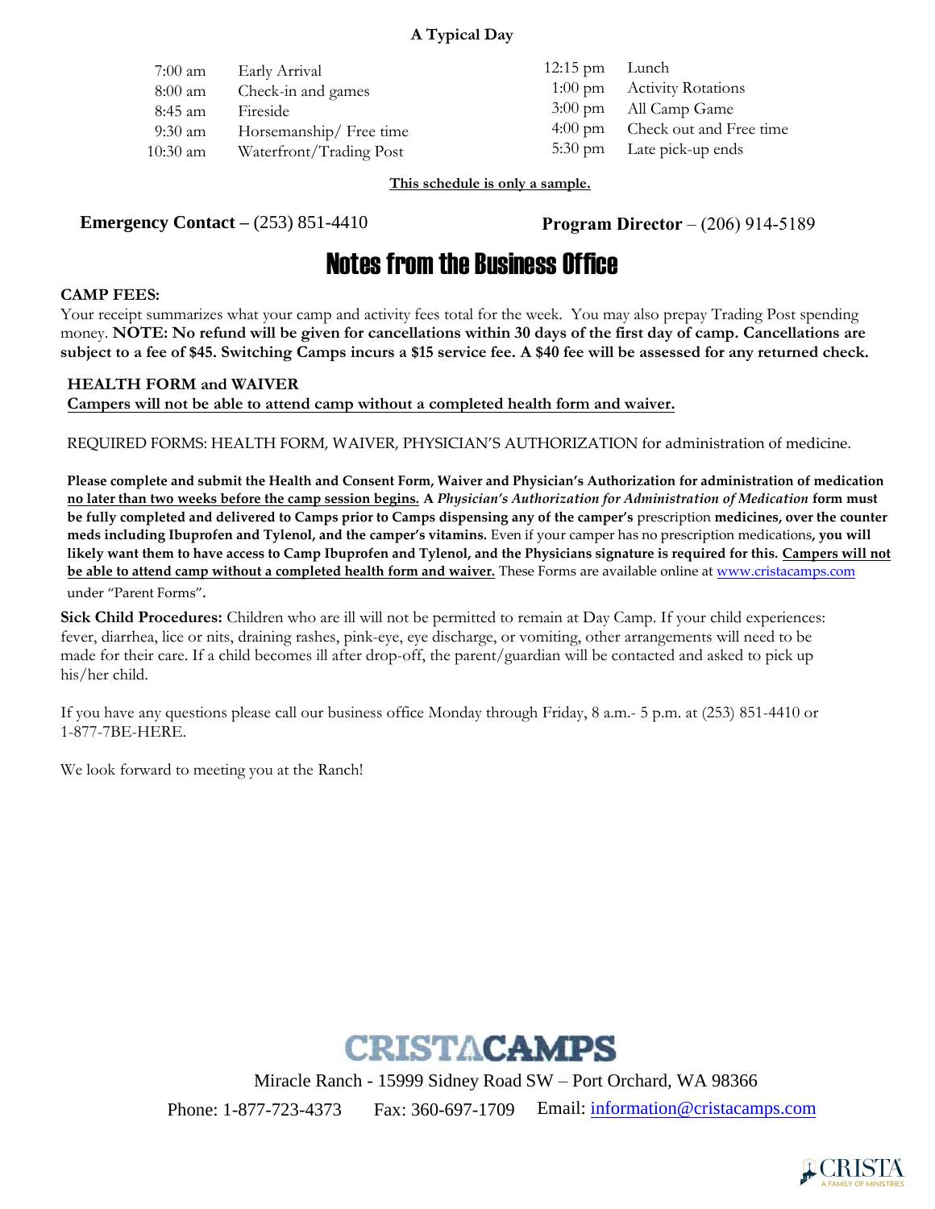### A Typical Day

| | | | |
|---|---|---|---|
| 7:00 am | Early Arrival | 12:15 pm | Lunch |
| 8:00 am | Check-in and games | 1:00 pm | Activity Rotations |
| 8:45 am | Fireside | 3:00 pm | All Camp Game |
| 9:30 am | Horsemanship/ Free time | 4:00 pm | Check out and Free time |
| 10:30 am | Waterfront/Trading Post | 5:30 pm | Late pick-up ends |

<u>**This schedule is only a sample.**</u>

**Emergency Contact** – (253) 851-4410

**Program Director** – (206) 914-5189

# Notes from the Business Office

**CAMP FEES:**

Your receipt summarizes what your camp and activity fees total for the week. You may also prepay Trading Post spending money. **NOTE: No refund will be given for cancellations within 30 days of the first day of camp. Cancellations are subject to a fee of $45. Switching Camps incurs a $15 service fee. A $40 fee will be assessed for any returned check.**

**HEALTH FORM and WAIVER**

<u>**Campers will not be able to attend camp without a completed health form and waiver.**</u>

REQUIRED FORMS: HEALTH FORM, WAIVER, PHYSICIAN'S AUTHORIZATION for administration of medicine.

**Please complete and submit the Health and Consent Form, Waiver and Physician's Authorization for administration of medication <u>no later than two weeks before the camp session begins.</u> A *Physician's Authorization for Administration of Medication* form must be fully completed and delivered to Camps prior to Camps dispensing any of the camper's** prescription **medicines, over the counter meds including Ibuprofen and Tylenol, and the camper's vitamins.** Even if your camper has no prescription medications**, you will likely want them to have access to Camp Ibuprofen and Tylenol, and the Physicians signature is required for this. <u>Campers will not be able to attend camp without a completed health form and waiver.</u>** These Forms are available online at www.cristacamps.com under "Parent Forms".

**Sick Child Procedures:** Children who are ill will not be permitted to remain at Day Camp. If your child experiences: fever, diarrhea, lice or nits, draining rashes, pink-eye, eye discharge, or vomiting, other arrangements will need to be made for their care. If a child becomes ill after drop-off, the parent/guardian will be contacted and asked to pick up his/her child.

If you have any questions please call our business office Monday through Friday, 8 a.m.- 5 p.m. at (253) 851-4410 or 1-877-7BE-HERE.

We look forward to meeting you at the Ranch!

CRISTACAMPS

Miracle Ranch - 15999 Sidney Road SW – Port Orchard, WA 98366

Phone: 1-877-723-4373 Fax: 360-697-1709 Email: information@cristacamps.com

CRISTA
A FAMILY OF MINISTRIES